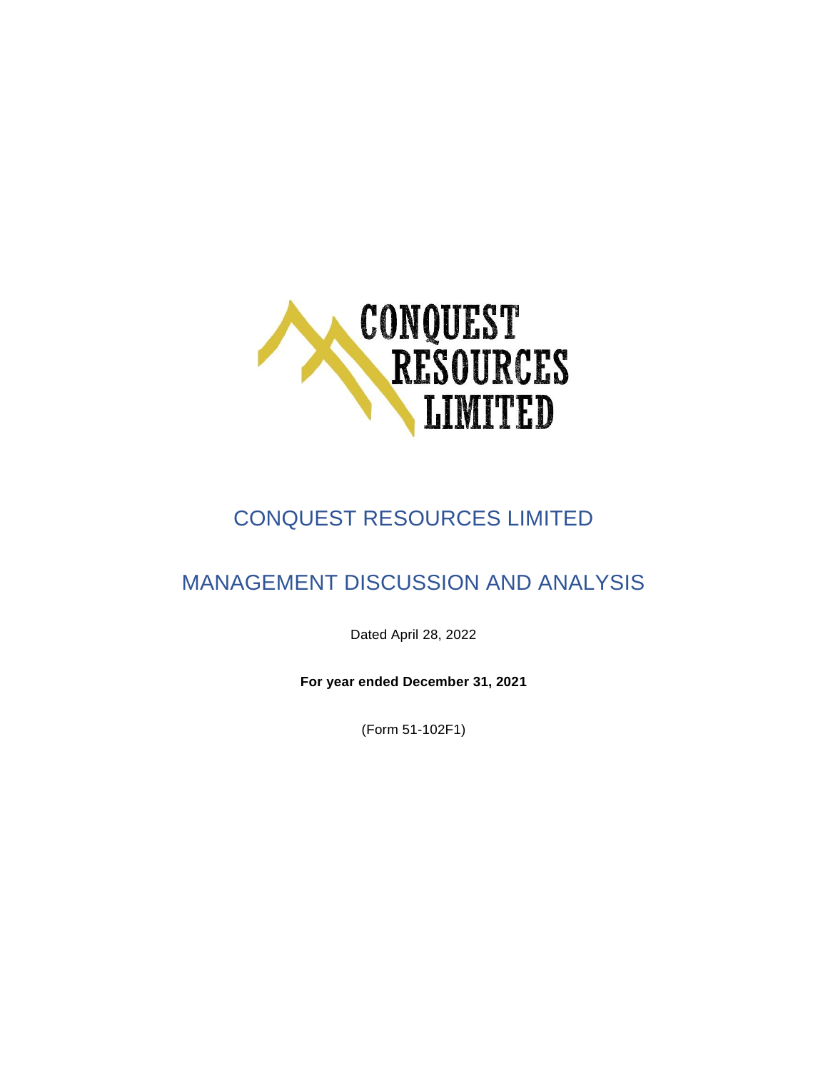# CONQUEST RESOURCES LIMITED

## MANAGEMENT DISCUSSION AND ANALYSIS

Dated April 28, 2022

**For year ended December 31, 2021**

(Form 51-102F1)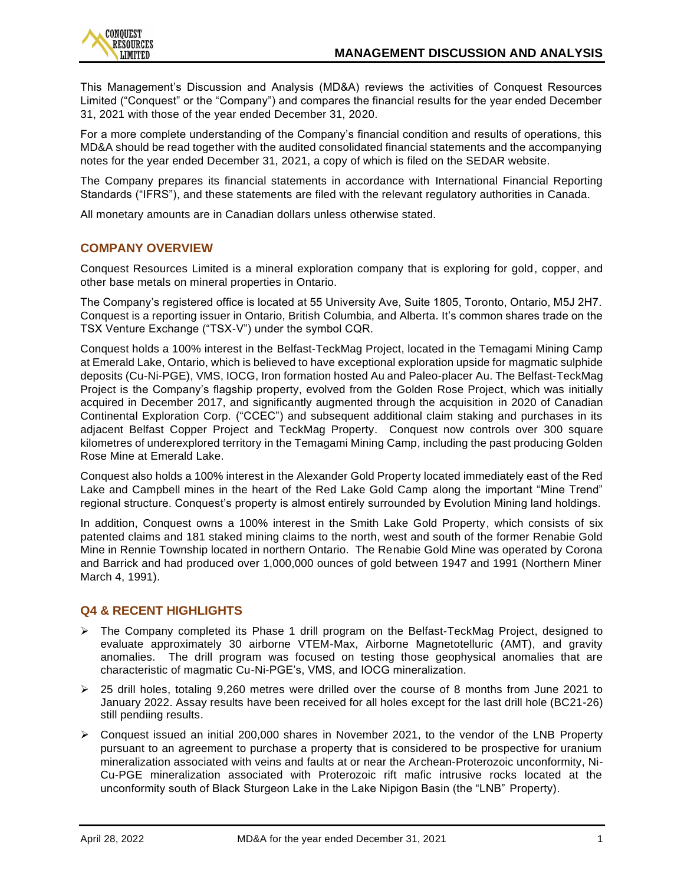# MANAGEMENT DISCUSSION AND ANALYSIS

This Management's Discussion and Analysis (MD&A) reviews the activities of Conquest Resources Limited ("Conquest" or the "Company") and compares the financial results for the year ended December 31, 2021 with those of the year ended December 31, 2020.

For a more complete understanding of the Company's financial condition and results of operations, this MD&A should be read together with the audited consolidated financial statements and the accompanying notes for the year ended December 31, 2021, a copy of which is filed on the SEDAR website.

The Company prepares its financial statements in accordance with International Financial Reporting Standards ("IFRS"), and these statements are filed with the relevant regulatory authorities in Canada.

All monetary amounts are in Canadian dollars unless otherwise stated.

## COMPANY OVERVIEW

Conquest Resources Limited is a mineral exploration company that is exploring for gold, copper, and other base metals on mineral properties in Ontario.

The Company's registered office is located at 55 University Ave, Suite 1805, Toronto, Ontario, M5J 2H7. Conquest is a reporting issuer in Ontario, British Columbia, and Alberta. It's common shares trade on the TSX Venture Exchange ("TSX-V") under the symbol CQR.

Conquest holds a 100% interest in the Belfast-TeckMag Project, located in the Temagami Mining Camp at Emerald Lake, Ontario, which is believed to have exceptional exploration upside for magmatic sulphide deposits (Cu-Ni-PGE), VMS, IOCG, Iron formation hosted Au and Paleo-placer Au. The Belfast-TeckMag Project is the Company's flagship property, evolved from the Golden Rose Project, which was initially acquired in December 2017, and significantly augmented through the acquisition in 2020 of Canadian Continental Exploration Corp. ("CCEC") and subsequent additional claim staking and purchases in its adjacent Belfast Copper Project and TeckMag Property. Conquest now controls over 300 square kilometres of underexplored territory in the Temagami Mining Camp, including the past producing Golden Rose Mine at Emerald Lake.

Conquest also holds a 100% interest in the Alexander Gold Property located immediately east of the Red Lake and Campbell mines in the heart of the Red Lake Gold Camp along the important "Mine Trend" regional structure. Conquest's property is almost entirely surrounded by Evolution Mining land holdings.

In addition, Conquest owns a 100% interest in the Smith Lake Gold Property, which consists of six patented claims and 181 staked mining claims to the north, west and south of the former Renabie Gold Mine in Rennie Township located in northern Ontario. The Renabie Gold Mine was operated by Corona and Barrick and had produced over 1,000,000 ounces of gold between 1947 and 1991 (Northern Miner March 4, 1991).

## Q4 & RECENT HIGHLIGHTS

- The Company completed its Phase 1 drill program on the Belfast-TeckMag Project, designed to evaluate approximately 30 airborne VTEM-Max, Airborne Magnetotelluric (AMT), and gravity anomalies. The drill program was focused on testing those geophysical anomalies that are characteristic of magmatic Cu-Ni-PGE's, VMS, and IOCG mineralization.
- 25 drill holes, totaling 9,260 metres were drilled over the course of 8 months from June 2021 to January 2022. Assay results have been received for all holes except for the last drill hole (BC21-26) still pendiing results.
- Conquest issued an initial 200,000 shares in November 2021, to the vendor of the LNB Property pursuant to an agreement to purchase a property that is considered to be prospective for uranium mineralization associated with veins and faults at or near the Archean-Proterozoic unconformity, Ni-Cu-PGE mineralization associated with Proterozoic rift mafic intrusive rocks located at the unconformity south of Black Sturgeon Lake in the Lake Nipigon Basin (the "LNB" Property).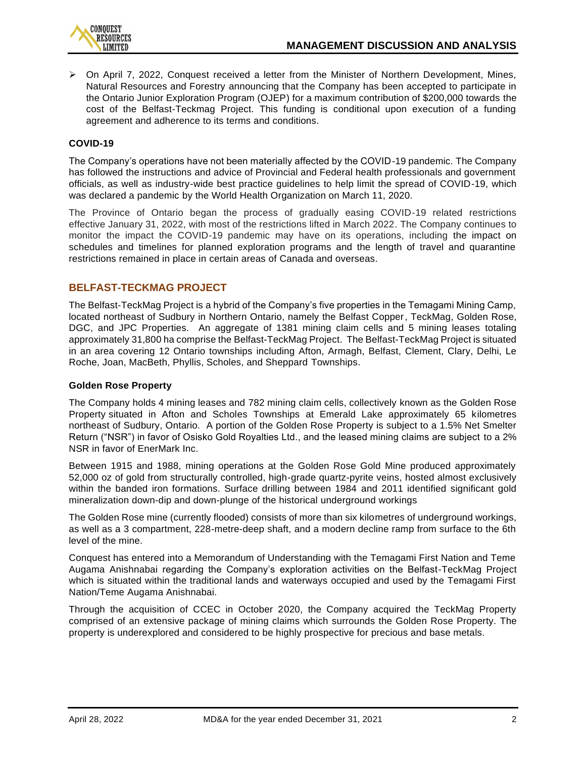- On April 7, 2022, Conquest received a letter from the Minister of Northern Development, Mines, Natural Resources and Forestry announcing that the Company has been accepted to participate in the Ontario Junior Exploration Program (OJEP) for a maximum contribution of $200,000 towards the cost of the Belfast-Teckmag Project. This funding is conditional upon execution of a funding agreement and adherence to its terms and conditions.

### COVID-19

The Company's operations have not been materially affected by the COVID-19 pandemic. The Company has followed the instructions and advice of Provincial and Federal health professionals and government officials, as well as industry-wide best practice guidelines to help limit the spread of COVID-19, which was declared a pandemic by the World Health Organization on March 11, 2020.

The Province of Ontario began the process of gradually easing COVID-19 related restrictions effective January 31, 2022, with most of the restrictions lifted in March 2022. The Company continues to monitor the impact the COVID-19 pandemic may have on its operations, including the impact on schedules and timelines for planned exploration programs and the length of travel and quarantine restrictions remained in place in certain areas of Canada and overseas.

## BELFAST-TECKMAG PROJECT

The Belfast-TeckMag Project is a hybrid of the Company's five properties in the Temagami Mining Camp, located northeast of Sudbury in Northern Ontario, namely the Belfast Copper, TeckMag, Golden Rose, DGC, and JPC Properties. An aggregate of 1381 mining claim cells and 5 mining leases totaling approximately 31,800 ha comprise the Belfast-TeckMag Project. The Belfast-TeckMag Project is situated in an area covering 12 Ontario townships including Afton, Armagh, Belfast, Clement, Clary, Delhi, Le Roche, Joan, MacBeth, Phyllis, Scholes, and Sheppard Townships.

### Golden Rose Property

The Company holds 4 mining leases and 782 mining claim cells, collectively known as the Golden Rose Property situated in Afton and Scholes Townships at Emerald Lake approximately 65 kilometres northeast of Sudbury, Ontario. A portion of the Golden Rose Property is subject to a 1.5% Net Smelter Return ("NSR") in favor of Osisko Gold Royalties Ltd., and the leased mining claims are subject to a 2% NSR in favor of EnerMark Inc.

Between 1915 and 1988, mining operations at the Golden Rose Gold Mine produced approximately 52,000 oz of gold from structurally controlled, high-grade quartz-pyrite veins, hosted almost exclusively within the banded iron formations. Surface drilling between 1984 and 2011 identified significant gold mineralization down-dip and down-plunge of the historical underground workings

The Golden Rose mine (currently flooded) consists of more than six kilometres of underground workings, as well as a 3 compartment, 228-metre-deep shaft, and a modern decline ramp from surface to the 6th level of the mine.

Conquest has entered into a Memorandum of Understanding with the Temagami First Nation and Teme Augama Anishnabai regarding the Company's exploration activities on the Belfast-TeckMag Project which is situated within the traditional lands and waterways occupied and used by the Temagami First Nation/Teme Augama Anishnabai.

Through the acquisition of CCEC in October 2020, the Company acquired the TeckMag Property comprised of an extensive package of mining claims which surrounds the Golden Rose Property. The property is underexplored and considered to be highly prospective for precious and base metals.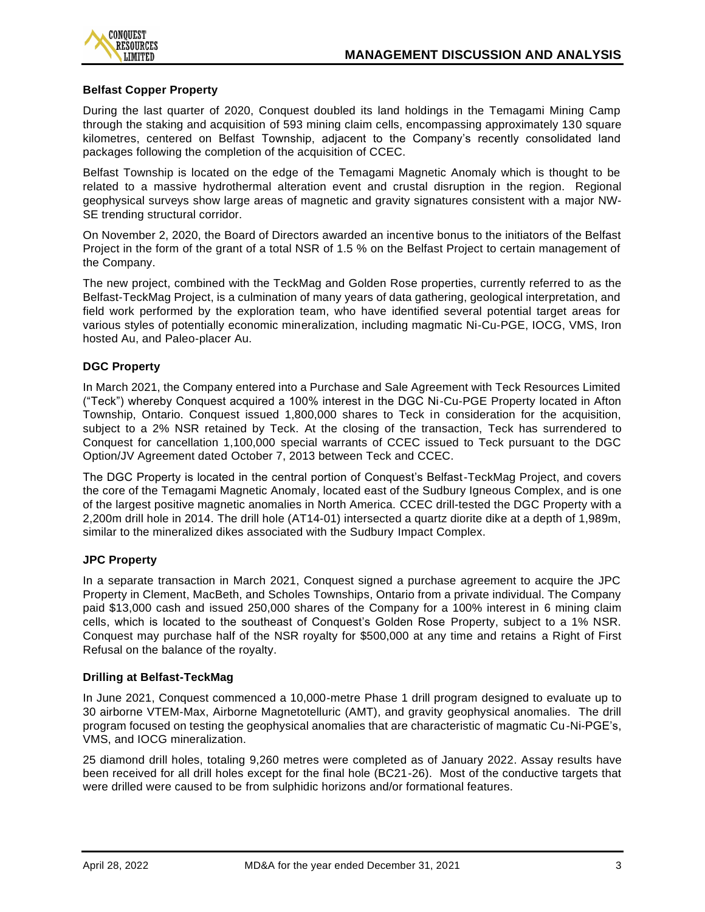**Belfast Copper Property**

During the last quarter of 2020, Conquest doubled its land holdings in the Temagami Mining Camp through the staking and acquisition of 593 mining claim cells, encompassing approximately 130 square kilometres, centered on Belfast Township, adjacent to the Company's recently consolidated land packages following the completion of the acquisition of CCEC.

Belfast Township is located on the edge of the Temagami Magnetic Anomaly which is thought to be related to a massive hydrothermal alteration event and crustal disruption in the region. Regional geophysical surveys show large areas of magnetic and gravity signatures consistent with a major NW-SE trending structural corridor.

On November 2, 2020, the Board of Directors awarded an incentive bonus to the initiators of the Belfast Project in the form of the grant of a total NSR of 1.5 % on the Belfast Project to certain management of the Company.

The new project, combined with the TeckMag and Golden Rose properties, currently referred to as the Belfast-TeckMag Project, is a culmination of many years of data gathering, geological interpretation, and field work performed by the exploration team, who have identified several potential target areas for various styles of potentially economic mineralization, including magmatic Ni-Cu-PGE, IOCG, VMS, Iron hosted Au, and Paleo-placer Au.

**DGC Property**

In March 2021, the Company entered into a Purchase and Sale Agreement with Teck Resources Limited ("Teck") whereby Conquest acquired a 100% interest in the DGC Ni-Cu-PGE Property located in Afton Township, Ontario. Conquest issued 1,800,000 shares to Teck in consideration for the acquisition, subject to a 2% NSR retained by Teck. At the closing of the transaction, Teck has surrendered to Conquest for cancellation 1,100,000 special warrants of CCEC issued to Teck pursuant to the DGC Option/JV Agreement dated October 7, 2013 between Teck and CCEC.

The DGC Property is located in the central portion of Conquest's Belfast-TeckMag Project, and covers the core of the Temagami Magnetic Anomaly, located east of the Sudbury Igneous Complex, and is one of the largest positive magnetic anomalies in North America. CCEC drill-tested the DGC Property with a 2,200m drill hole in 2014. The drill hole (AT14-01) intersected a quartz diorite dike at a depth of 1,989m, similar to the mineralized dikes associated with the Sudbury Impact Complex.

**JPC Property**

In a separate transaction in March 2021, Conquest signed a purchase agreement to acquire the JPC Property in Clement, MacBeth, and Scholes Townships, Ontario from a private individual. The Company paid $13,000 cash and issued 250,000 shares of the Company for a 100% interest in 6 mining claim cells, which is located to the southeast of Conquest's Golden Rose Property, subject to a 1% NSR. Conquest may purchase half of the NSR royalty for $500,000 at any time and retains a Right of First Refusal on the balance of the royalty.

**Drilling at Belfast-TeckMag**

In June 2021, Conquest commenced a 10,000-metre Phase 1 drill program designed to evaluate up to 30 airborne VTEM-Max, Airborne Magnetotelluric (AMT), and gravity geophysical anomalies. The drill program focused on testing the geophysical anomalies that are characteristic of magmatic Cu-Ni-PGE's, VMS, and IOCG mineralization.

25 diamond drill holes, totaling 9,260 metres were completed as of January 2022. Assay results have been received for all drill holes except for the final hole (BC21-26). Most of the conductive targets that were drilled were caused to be from sulphidic horizons and/or formational features.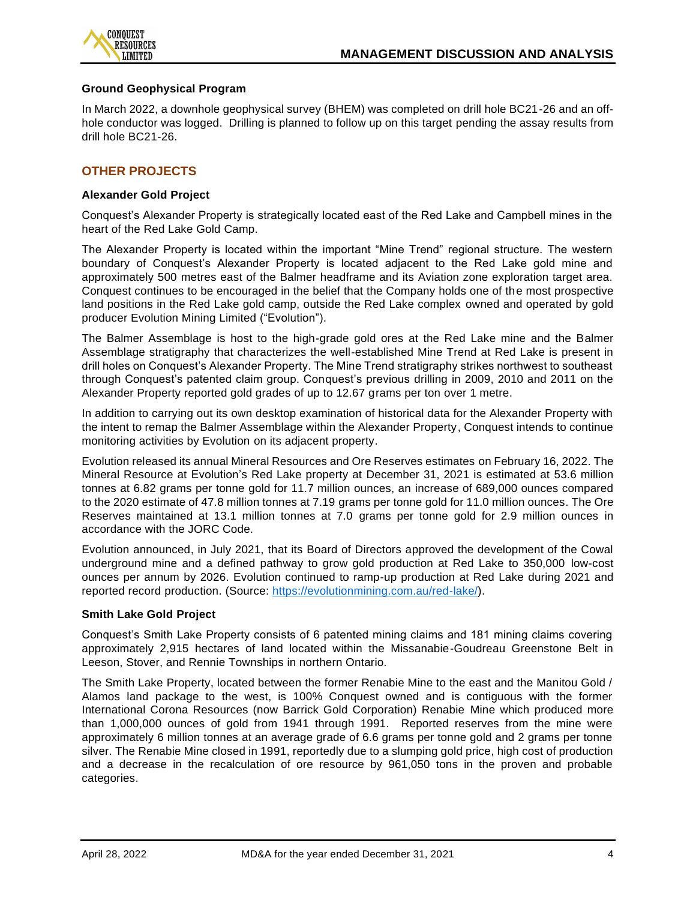### Ground Geophysical Program

In March 2022, a downhole geophysical survey (BHEM) was completed on drill hole BC21-26 and an off-hole conductor was logged. Drilling is planned to follow up on this target pending the assay results from drill hole BC21-26.

## OTHER PROJECTS

### Alexander Gold Project

Conquest's Alexander Property is strategically located east of the Red Lake and Campbell mines in the heart of the Red Lake Gold Camp.

The Alexander Property is located within the important "Mine Trend" regional structure. The western boundary of Conquest's Alexander Property is located adjacent to the Red Lake gold mine and approximately 500 metres east of the Balmer headframe and its Aviation zone exploration target area. Conquest continues to be encouraged in the belief that the Company holds one of the most prospective land positions in the Red Lake gold camp, outside the Red Lake complex owned and operated by gold producer Evolution Mining Limited ("Evolution").

The Balmer Assemblage is host to the high-grade gold ores at the Red Lake mine and the Balmer Assemblage stratigraphy that characterizes the well-established Mine Trend at Red Lake is present in drill holes on Conquest's Alexander Property. The Mine Trend stratigraphy strikes northwest to southeast through Conquest's patented claim group. Conquest's previous drilling in 2009, 2010 and 2011 on the Alexander Property reported gold grades of up to 12.67 grams per ton over 1 metre.

In addition to carrying out its own desktop examination of historical data for the Alexander Property with the intent to remap the Balmer Assemblage within the Alexander Property, Conquest intends to continue monitoring activities by Evolution on its adjacent property.

Evolution released its annual Mineral Resources and Ore Reserves estimates on February 16, 2022. The Mineral Resource at Evolution's Red Lake property at December 31, 2021 is estimated at 53.6 million tonnes at 6.82 grams per tonne gold for 11.7 million ounces, an increase of 689,000 ounces compared to the 2020 estimate of 47.8 million tonnes at 7.19 grams per tonne gold for 11.0 million ounces. The Ore Reserves maintained at 13.1 million tonnes at 7.0 grams per tonne gold for 2.9 million ounces in accordance with the JORC Code.

Evolution announced, in July 2021, that its Board of Directors approved the development of the Cowal underground mine and a defined pathway to grow gold production at Red Lake to 350,000 low-cost ounces per annum by 2026. Evolution continued to ramp-up production at Red Lake during 2021 and reported record production. (Source: [https://evolutionmining.com.au/red-lake/](https://evolutionmining.com.au/red-lake/)).

### Smith Lake Gold Project

Conquest's Smith Lake Property consists of 6 patented mining claims and 181 mining claims covering approximately 2,915 hectares of land located within the Missanabie-Goudreau Greenstone Belt in Leeson, Stover, and Rennie Townships in northern Ontario.

The Smith Lake Property, located between the former Renabie Mine to the east and the Manitou Gold / Alamos land package to the west, is 100% Conquest owned and is contiguous with the former International Corona Resources (now Barrick Gold Corporation) Renabie Mine which produced more than 1,000,000 ounces of gold from 1941 through 1991. Reported reserves from the mine were approximately 6 million tonnes at an average grade of 6.6 grams per tonne gold and 2 grams per tonne silver. The Renabie Mine closed in 1991, reportedly due to a slumping gold price, high cost of production and a decrease in the recalculation of ore resource by 961,050 tons in the proven and probable categories.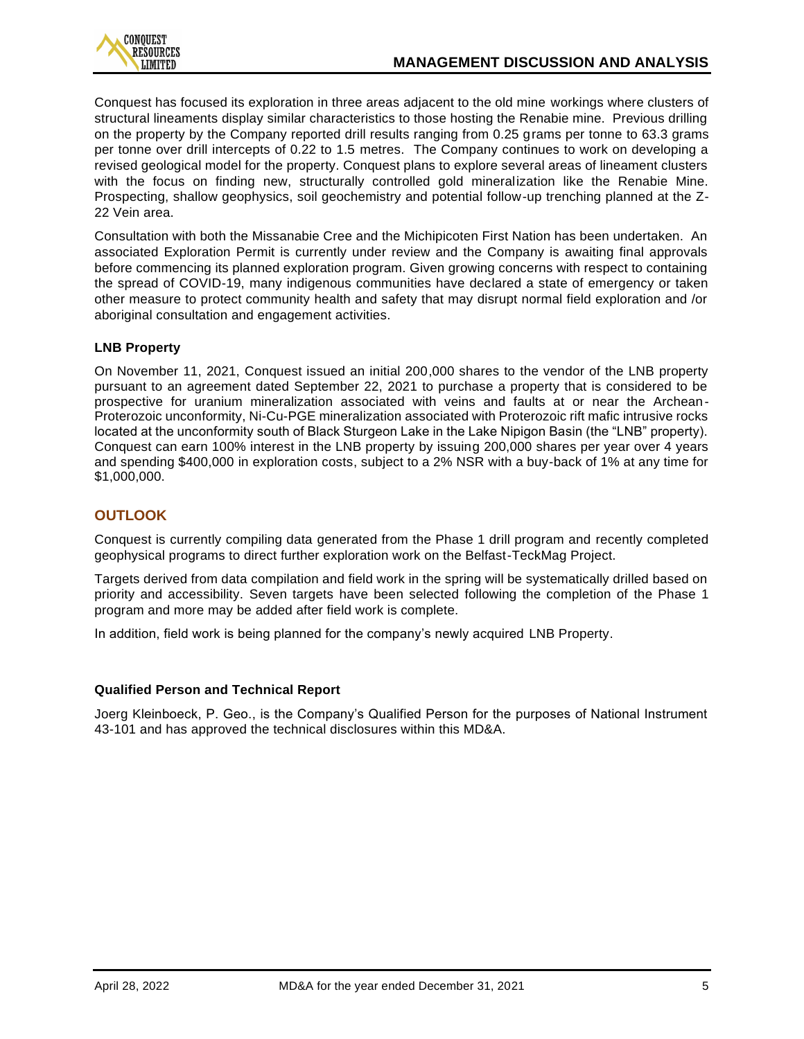Conquest has focused its exploration in three areas adjacent to the old mine workings where clusters of structural lineaments display similar characteristics to those hosting the Renabie mine. Previous drilling on the property by the Company reported drill results ranging from 0.25 grams per tonne to 63.3 grams per tonne over drill intercepts of 0.22 to 1.5 metres. The Company continues to work on developing a revised geological model for the property. Conquest plans to explore several areas of lineament clusters with the focus on finding new, structurally controlled gold mineralization like the Renabie Mine. Prospecting, shallow geophysics, soil geochemistry and potential follow-up trenching planned at the Z-22 Vein area.

Consultation with both the Missanabie Cree and the Michipicoten First Nation has been undertaken. An associated Exploration Permit is currently under review and the Company is awaiting final approvals before commencing its planned exploration program. Given growing concerns with respect to containing the spread of COVID-19, many indigenous communities have declared a state of emergency or taken other measure to protect community health and safety that may disrupt normal field exploration and /or aboriginal consultation and engagement activities.

### LNB Property

On November 11, 2021, Conquest issued an initial 200,000 shares to the vendor of the LNB property pursuant to an agreement dated September 22, 2021 to purchase a property that is considered to be prospective for uranium mineralization associated with veins and faults at or near the Archean-Proterozoic unconformity, Ni-Cu-PGE mineralization associated with Proterozoic rift mafic intrusive rocks located at the unconformity south of Black Sturgeon Lake in the Lake Nipigon Basin (the "LNB" property). Conquest can earn 100% interest in the LNB property by issuing 200,000 shares per year over 4 years and spending $400,000 in exploration costs, subject to a 2% NSR with a buy-back of 1% at any time for $1,000,000.

## OUTLOOK

Conquest is currently compiling data generated from the Phase 1 drill program and recently completed geophysical programs to direct further exploration work on the Belfast-TeckMag Project.

Targets derived from data compilation and field work in the spring will be systematically drilled based on priority and accessibility. Seven targets have been selected following the completion of the Phase 1 program and more may be added after field work is complete.

In addition, field work is being planned for the company's newly acquired LNB Property.

### Qualified Person and Technical Report

Joerg Kleinboeck, P. Geo., is the Company's Qualified Person for the purposes of National Instrument 43-101 and has approved the technical disclosures within this MD&A.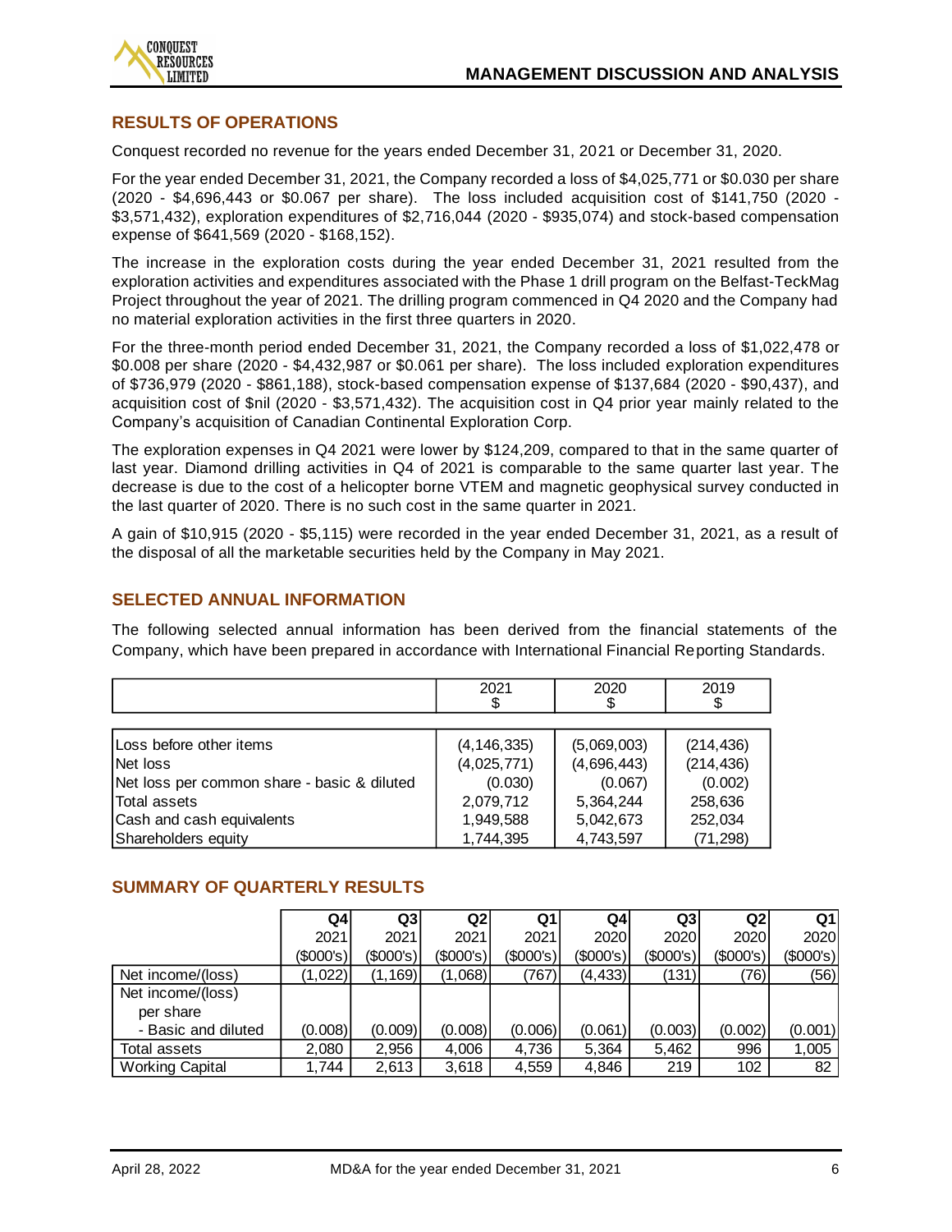## RESULTS OF OPERATIONS

Conquest recorded no revenue for the years ended December 31, 2021 or December 31, 2020.

For the year ended December 31, 2021, the Company recorded a loss of $4,025,771 or $0.030 per share (2020 - $4,696,443 or $0.067 per share). The loss included acquisition cost of $141,750 (2020 - $3,571,432), exploration expenditures of $2,716,044 (2020 - $935,074) and stock-based compensation expense of $641,569 (2020 - $168,152).

The increase in the exploration costs during the year ended December 31, 2021 resulted from the exploration activities and expenditures associated with the Phase 1 drill program on the Belfast-TeckMag Project throughout the year of 2021. The drilling program commenced in Q4 2020 and the Company had no material exploration activities in the first three quarters in 2020.

For the three-month period ended December 31, 2021, the Company recorded a loss of $1,022,478 or $0.008 per share (2020 - $4,432,987 or $0.061 per share). The loss included exploration expenditures of $736,979 (2020 - $861,188), stock-based compensation expense of $137,684 (2020 - $90,437), and acquisition cost of $nil (2020 - $3,571,432). The acquisition cost in Q4 prior year mainly related to the Company's acquisition of Canadian Continental Exploration Corp.

The exploration expenses in Q4 2021 were lower by $124,209, compared to that in the same quarter of last year. Diamond drilling activities in Q4 of 2021 is comparable to the same quarter last year. The decrease is due to the cost of a helicopter borne VTEM and magnetic geophysical survey conducted in the last quarter of 2020. There is no such cost in the same quarter in 2021.

A gain of $10,915 (2020 - $5,115) were recorded in the year ended December 31, 2021, as a result of the disposal of all the marketable securities held by the Company in May 2021.

## SELECTED ANNUAL INFORMATION

The following selected annual information has been derived from the financial statements of the Company, which have been prepared in accordance with International Financial Reporting Standards.

| | 2021 $ | 2020 $ | 2019 $ |
|---|---|---|---|
| Loss before other items | (4,146,335) | (5,069,003) | (214,436) |
| Net loss | (4,025,771) | (4,696,443) | (214,436) |
| Net loss per common share - basic & diluted | (0.030) | (0.067) | (0.002) |
| Total assets | 2,079,712 | 5,364,244 | 258,636 |
| Cash and cash equivalents | 1,949,588 | 5,042,673 | 252,034 |
| Shareholders equity | 1,744,395 | 4,743,597 | (71,298) |

## SUMMARY OF QUARTERLY RESULTS

| | Q4 2021 ($000's) | Q3 2021 ($000's) | Q2 2021 ($000's) | Q1 2021 ($000's) | Q4 2020 ($000's) | Q3 2020 ($000's) | Q2 2020 ($000's) | Q1 2020 ($000's) |
|---|---|---|---|---|---|---|---|---|
| Net income/(loss) | (1,022) | (1,169) | (1,068) | (767) | (4,433) | (131) | (76) | (56) |
| Net income/(loss) per share - Basic and diluted | (0.008) | (0.009) | (0.008) | (0.006) | (0.061) | (0.003) | (0.002) | (0.001) |
| Total assets | 2,080 | 2,956 | 4,006 | 4,736 | 5,364 | 5,462 | 996 | 1,005 |
| Working Capital | 1,744 | 2,613 | 3,618 | 4,559 | 4,846 | 219 | 102 | 82 |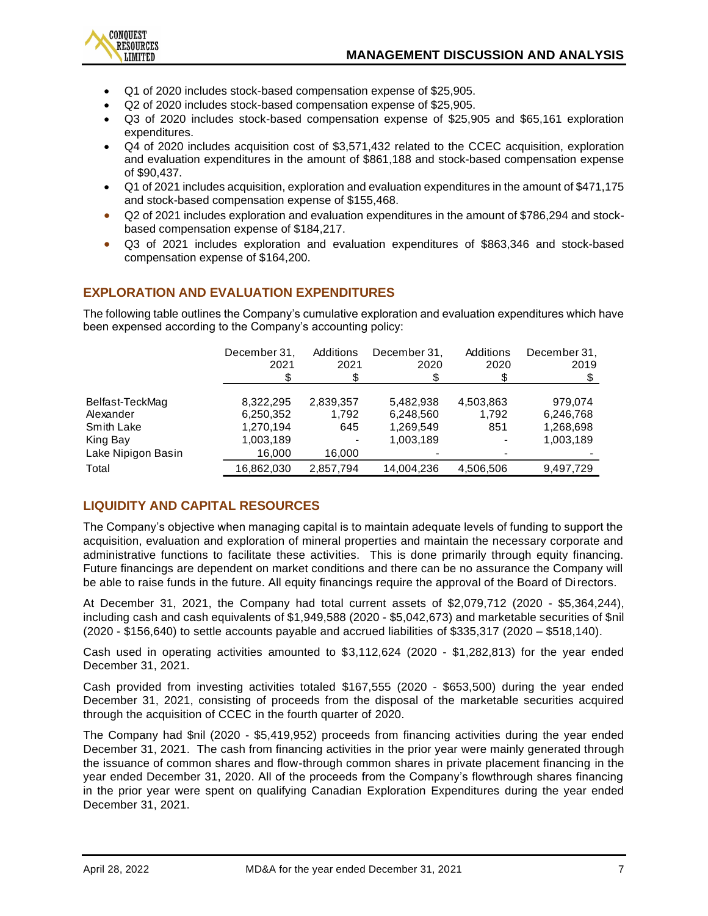- Q1 of 2020 includes stock-based compensation expense of $25,905.
- Q2 of 2020 includes stock-based compensation expense of $25,905.
- Q3 of 2020 includes stock-based compensation expense of $25,905 and $65,161 exploration expenditures.
- Q4 of 2020 includes acquisition cost of $3,571,432 related to the CCEC acquisition, exploration and evaluation expenditures in the amount of $861,188 and stock-based compensation expense of $90,437.
- Q1 of 2021 includes acquisition, exploration and evaluation expenditures in the amount of $471,175 and stock-based compensation expense of $155,468.
- Q2 of 2021 includes exploration and evaluation expenditures in the amount of $786,294 and stock-based compensation expense of $184,217.
- Q3 of 2021 includes exploration and evaluation expenditures of $863,346 and stock-based compensation expense of $164,200.

## EXPLORATION AND EVALUATION EXPENDITURES

The following table outlines the Company's cumulative exploration and evaluation expenditures which have been expensed according to the Company's accounting policy:

| | December 31, 2021 $ | Additions 2021 $ | December 31, 2020 $ | Additions 2020 $ | December 31, 2019 $ |
|---|---|---|---|---|---|
| Belfast-TeckMag | 8,322,295 | 2,839,357 | 5,482,938 | 4,503,863 | 979,074 |
| Alexander | 6,250,352 | 1,792 | 6,248,560 | 1,792 | 6,246,768 |
| Smith Lake | 1,270,194 | 645 | 1,269,549 | 851 | 1,268,698 |
| King Bay | 1,003,189 | - | 1,003,189 | - | 1,003,189 |
| Lake Nipigon Basin | 16,000 | 16,000 | - | - | - |
| Total | 16,862,030 | 2,857,794 | 14,004,236 | 4,506,506 | 9,497,729 |

## LIQUIDITY AND CAPITAL RESOURCES

The Company's objective when managing capital is to maintain adequate levels of funding to support the acquisition, evaluation and exploration of mineral properties and maintain the necessary corporate and administrative functions to facilitate these activities. This is done primarily through equity financing. Future financings are dependent on market conditions and there can be no assurance the Company will be able to raise funds in the future. All equity financings require the approval of the Board of Directors.

At December 31, 2021, the Company had total current assets of $2,079,712 (2020 - $5,364,244), including cash and cash equivalents of $1,949,588 (2020 - $5,042,673) and marketable securities of $nil (2020 - $156,640) to settle accounts payable and accrued liabilities of $335,317 (2020 – $518,140).

Cash used in operating activities amounted to $3,112,624 (2020 - $1,282,813) for the year ended December 31, 2021.

Cash provided from investing activities totaled $167,555 (2020 - $653,500) during the year ended December 31, 2021, consisting of proceeds from the disposal of the marketable securities acquired through the acquisition of CCEC in the fourth quarter of 2020.

The Company had $nil (2020 - $5,419,952) proceeds from financing activities during the year ended December 31, 2021. The cash from financing activities in the prior year were mainly generated through the issuance of common shares and flow-through common shares in private placement financing in the year ended December 31, 2020. All of the proceeds from the Company's flowthrough shares financing in the prior year were spent on qualifying Canadian Exploration Expenditures during the year ended December 31, 2021.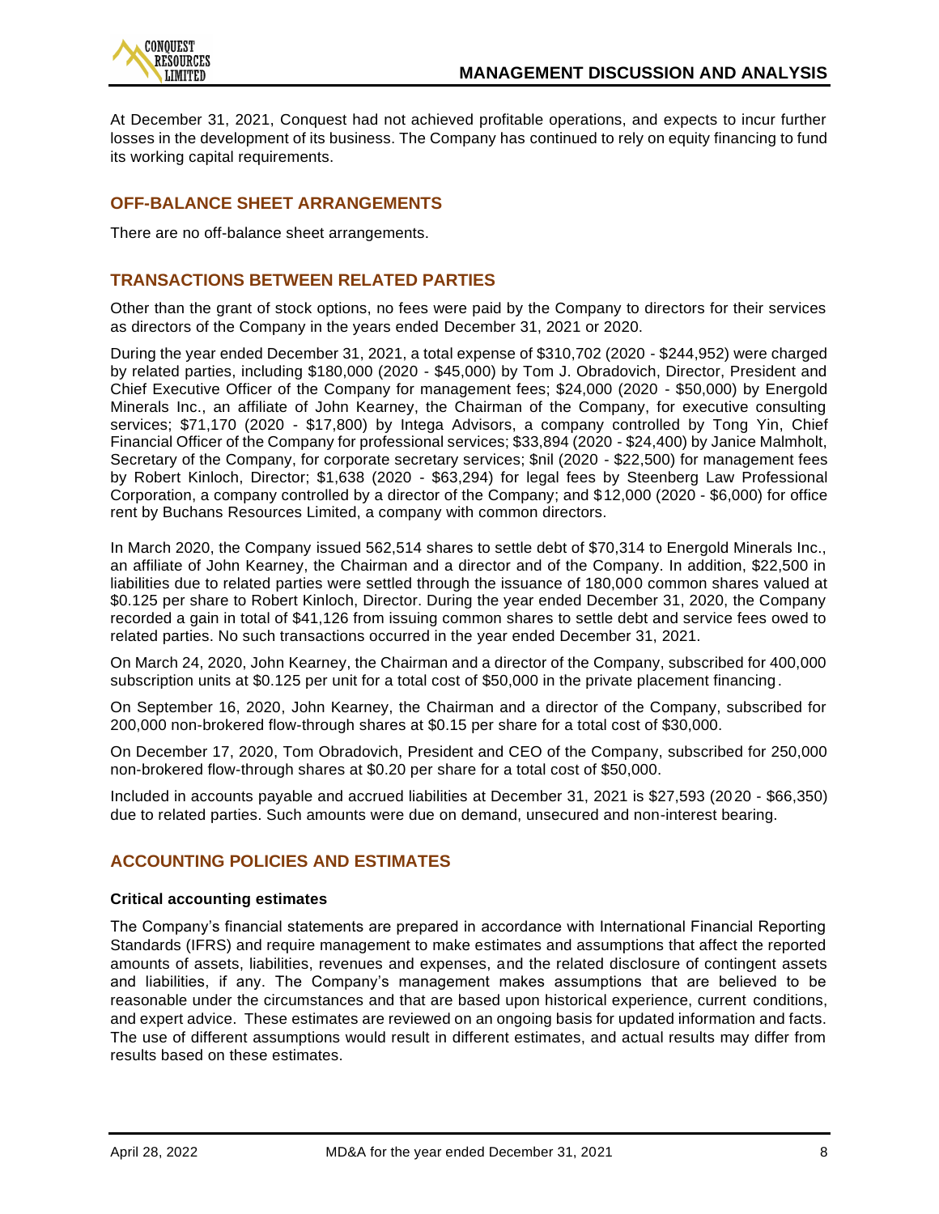At December 31, 2021, Conquest had not achieved profitable operations, and expects to incur further losses in the development of its business. The Company has continued to rely on equity financing to fund its working capital requirements.

## OFF-BALANCE SHEET ARRANGEMENTS

There are no off-balance sheet arrangements.

## TRANSACTIONS BETWEEN RELATED PARTIES

Other than the grant of stock options, no fees were paid by the Company to directors for their services as directors of the Company in the years ended December 31, 2021 or 2020.

During the year ended December 31, 2021, a total expense of $310,702 (2020 - $244,952) were charged by related parties, including $180,000 (2020 - $45,000) by Tom J. Obradovich, Director, President and Chief Executive Officer of the Company for management fees; $24,000 (2020 - $50,000) by Energold Minerals Inc., an affiliate of John Kearney, the Chairman of the Company, for executive consulting services; $71,170 (2020 - $17,800) by Intega Advisors, a company controlled by Tong Yin, Chief Financial Officer of the Company for professional services; $33,894 (2020 - $24,400) by Janice Malmholt, Secretary of the Company, for corporate secretary services; $nil (2020 - $22,500) for management fees by Robert Kinloch, Director; $1,638 (2020 - $63,294) for legal fees by Steenberg Law Professional Corporation, a company controlled by a director of the Company; and $12,000 (2020 - $6,000) for office rent by Buchans Resources Limited, a company with common directors.

In March 2020, the Company issued 562,514 shares to settle debt of $70,314 to Energold Minerals Inc., an affiliate of John Kearney, the Chairman and a director and of the Company. In addition, $22,500 in liabilities due to related parties were settled through the issuance of 180,000 common shares valued at $0.125 per share to Robert Kinloch, Director. During the year ended December 31, 2020, the Company recorded a gain in total of $41,126 from issuing common shares to settle debt and service fees owed to related parties. No such transactions occurred in the year ended December 31, 2021.

On March 24, 2020, John Kearney, the Chairman and a director of the Company, subscribed for 400,000 subscription units at $0.125 per unit for a total cost of $50,000 in the private placement financing.

On September 16, 2020, John Kearney, the Chairman and a director of the Company, subscribed for 200,000 non-brokered flow-through shares at $0.15 per share for a total cost of $30,000.

On December 17, 2020, Tom Obradovich, President and CEO of the Company, subscribed for 250,000 non-brokered flow-through shares at $0.20 per share for a total cost of $50,000.

Included in accounts payable and accrued liabilities at December 31, 2021 is $27,593 (2020 - $66,350) due to related parties. Such amounts were due on demand, unsecured and non-interest bearing.

## ACCOUNTING POLICIES AND ESTIMATES

### Critical accounting estimates

The Company's financial statements are prepared in accordance with International Financial Reporting Standards (IFRS) and require management to make estimates and assumptions that affect the reported amounts of assets, liabilities, revenues and expenses, and the related disclosure of contingent assets and liabilities, if any. The Company's management makes assumptions that are believed to be reasonable under the circumstances and that are based upon historical experience, current conditions, and expert advice. These estimates are reviewed on an ongoing basis for updated information and facts. The use of different assumptions would result in different estimates, and actual results may differ from results based on these estimates.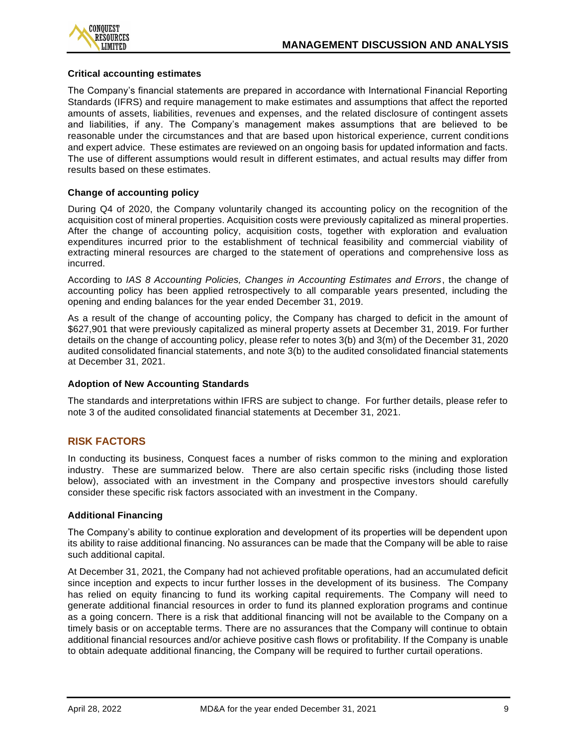### Critical accounting estimates

The Company's financial statements are prepared in accordance with International Financial Reporting Standards (IFRS) and require management to make estimates and assumptions that affect the reported amounts of assets, liabilities, revenues and expenses, and the related disclosure of contingent assets and liabilities, if any. The Company's management makes assumptions that are believed to be reasonable under the circumstances and that are based upon historical experience, current conditions and expert advice. These estimates are reviewed on an ongoing basis for updated information and facts. The use of different assumptions would result in different estimates, and actual results may differ from results based on these estimates.

### Change of accounting policy

During Q4 of 2020, the Company voluntarily changed its accounting policy on the recognition of the acquisition cost of mineral properties. Acquisition costs were previously capitalized as mineral properties. After the change of accounting policy, acquisition costs, together with exploration and evaluation expenditures incurred prior to the establishment of technical feasibility and commercial viability of extracting mineral resources are charged to the statement of operations and comprehensive loss as incurred.

According to *IAS 8 Accounting Policies, Changes in Accounting Estimates and Errors*, the change of accounting policy has been applied retrospectively to all comparable years presented, including the opening and ending balances for the year ended December 31, 2019.

As a result of the change of accounting policy, the Company has charged to deficit in the amount of $627,901 that were previously capitalized as mineral property assets at December 31, 2019. For further details on the change of accounting policy, please refer to notes 3(b) and 3(m) of the December 31, 2020 audited consolidated financial statements, and note 3(b) to the audited consolidated financial statements at December 31, 2021.

### Adoption of New Accounting Standards

The standards and interpretations within IFRS are subject to change. For further details, please refer to note 3 of the audited consolidated financial statements at December 31, 2021.

## RISK FACTORS

In conducting its business, Conquest faces a number of risks common to the mining and exploration industry. These are summarized below. There are also certain specific risks (including those listed below), associated with an investment in the Company and prospective investors should carefully consider these specific risk factors associated with an investment in the Company.

### Additional Financing

The Company's ability to continue exploration and development of its properties will be dependent upon its ability to raise additional financing. No assurances can be made that the Company will be able to raise such additional capital.

At December 31, 2021, the Company had not achieved profitable operations, had an accumulated deficit since inception and expects to incur further losses in the development of its business. The Company has relied on equity financing to fund its working capital requirements. The Company will need to generate additional financial resources in order to fund its planned exploration programs and continue as a going concern. There is a risk that additional financing will not be available to the Company on a timely basis or on acceptable terms. There are no assurances that the Company will continue to obtain additional financial resources and/or achieve positive cash flows or profitability. If the Company is unable to obtain adequate additional financing, the Company will be required to further curtail operations.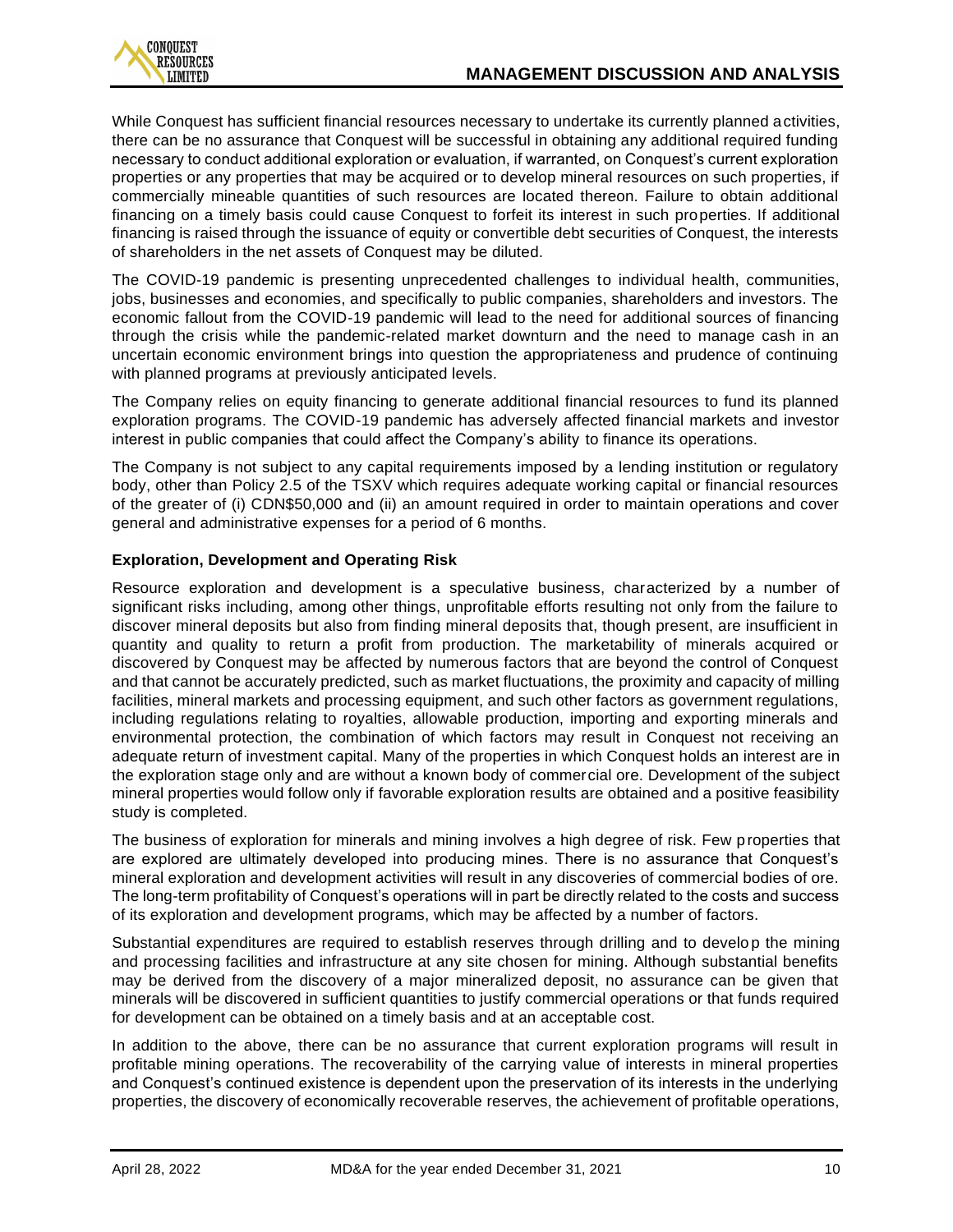While Conquest has sufficient financial resources necessary to undertake its currently planned activities, there can be no assurance that Conquest will be successful in obtaining any additional required funding necessary to conduct additional exploration or evaluation, if warranted, on Conquest's current exploration properties or any properties that may be acquired or to develop mineral resources on such properties, if commercially mineable quantities of such resources are located thereon. Failure to obtain additional financing on a timely basis could cause Conquest to forfeit its interest in such properties. If additional financing is raised through the issuance of equity or convertible debt securities of Conquest, the interests of shareholders in the net assets of Conquest may be diluted.

The COVID-19 pandemic is presenting unprecedented challenges to individual health, communities, jobs, businesses and economies, and specifically to public companies, shareholders and investors. The economic fallout from the COVID-19 pandemic will lead to the need for additional sources of financing through the crisis while the pandemic-related market downturn and the need to manage cash in an uncertain economic environment brings into question the appropriateness and prudence of continuing with planned programs at previously anticipated levels.

The Company relies on equity financing to generate additional financial resources to fund its planned exploration programs. The COVID-19 pandemic has adversely affected financial markets and investor interest in public companies that could affect the Company's ability to finance its operations.

The Company is not subject to any capital requirements imposed by a lending institution or regulatory body, other than Policy 2.5 of the TSXV which requires adequate working capital or financial resources of the greater of (i) CDN$50,000 and (ii) an amount required in order to maintain operations and cover general and administrative expenses for a period of 6 months.

**Exploration, Development and Operating Risk**

Resource exploration and development is a speculative business, characterized by a number of significant risks including, among other things, unprofitable efforts resulting not only from the failure to discover mineral deposits but also from finding mineral deposits that, though present, are insufficient in quantity and quality to return a profit from production. The marketability of minerals acquired or discovered by Conquest may be affected by numerous factors that are beyond the control of Conquest and that cannot be accurately predicted, such as market fluctuations, the proximity and capacity of milling facilities, mineral markets and processing equipment, and such other factors as government regulations, including regulations relating to royalties, allowable production, importing and exporting minerals and environmental protection, the combination of which factors may result in Conquest not receiving an adequate return of investment capital. Many of the properties in which Conquest holds an interest are in the exploration stage only and are without a known body of commercial ore. Development of the subject mineral properties would follow only if favorable exploration results are obtained and a positive feasibility study is completed.

The business of exploration for minerals and mining involves a high degree of risk. Few properties that are explored are ultimately developed into producing mines. There is no assurance that Conquest's mineral exploration and development activities will result in any discoveries of commercial bodies of ore. The long-term profitability of Conquest's operations will in part be directly related to the costs and success of its exploration and development programs, which may be affected by a number of factors.

Substantial expenditures are required to establish reserves through drilling and to develop the mining and processing facilities and infrastructure at any site chosen for mining. Although substantial benefits may be derived from the discovery of a major mineralized deposit, no assurance can be given that minerals will be discovered in sufficient quantities to justify commercial operations or that funds required for development can be obtained on a timely basis and at an acceptable cost.

In addition to the above, there can be no assurance that current exploration programs will result in profitable mining operations. The recoverability of the carrying value of interests in mineral properties and Conquest's continued existence is dependent upon the preservation of its interests in the underlying properties, the discovery of economically recoverable reserves, the achievement of profitable operations,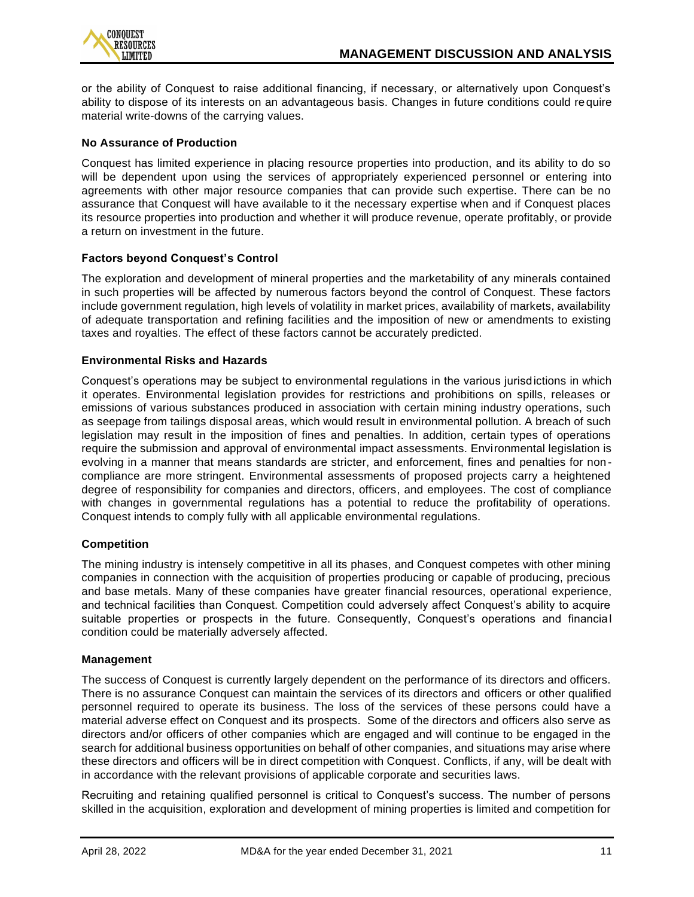or the ability of Conquest to raise additional financing, if necessary, or alternatively upon Conquest's ability to dispose of its interests on an advantageous basis. Changes in future conditions could require material write-downs of the carrying values.

**No Assurance of Production**

Conquest has limited experience in placing resource properties into production, and its ability to do so will be dependent upon using the services of appropriately experienced personnel or entering into agreements with other major resource companies that can provide such expertise. There can be no assurance that Conquest will have available to it the necessary expertise when and if Conquest places its resource properties into production and whether it will produce revenue, operate profitably, or provide a return on investment in the future.

**Factors beyond Conquest's Control**

The exploration and development of mineral properties and the marketability of any minerals contained in such properties will be affected by numerous factors beyond the control of Conquest. These factors include government regulation, high levels of volatility in market prices, availability of markets, availability of adequate transportation and refining facilities and the imposition of new or amendments to existing taxes and royalties. The effect of these factors cannot be accurately predicted.

**Environmental Risks and Hazards**

Conquest's operations may be subject to environmental regulations in the various jurisdictions in which it operates. Environmental legislation provides for restrictions and prohibitions on spills, releases or emissions of various substances produced in association with certain mining industry operations, such as seepage from tailings disposal areas, which would result in environmental pollution. A breach of such legislation may result in the imposition of fines and penalties. In addition, certain types of operations require the submission and approval of environmental impact assessments. Environmental legislation is evolving in a manner that means standards are stricter, and enforcement, fines and penalties for non-compliance are more stringent. Environmental assessments of proposed projects carry a heightened degree of responsibility for companies and directors, officers, and employees. The cost of compliance with changes in governmental regulations has a potential to reduce the profitability of operations. Conquest intends to comply fully with all applicable environmental regulations.

**Competition**

The mining industry is intensely competitive in all its phases, and Conquest competes with other mining companies in connection with the acquisition of properties producing or capable of producing, precious and base metals. Many of these companies have greater financial resources, operational experience, and technical facilities than Conquest. Competition could adversely affect Conquest's ability to acquire suitable properties or prospects in the future. Consequently, Conquest's operations and financial condition could be materially adversely affected.

**Management**

The success of Conquest is currently largely dependent on the performance of its directors and officers. There is no assurance Conquest can maintain the services of its directors and officers or other qualified personnel required to operate its business. The loss of the services of these persons could have a material adverse effect on Conquest and its prospects. Some of the directors and officers also serve as directors and/or officers of other companies which are engaged and will continue to be engaged in the search for additional business opportunities on behalf of other companies, and situations may arise where these directors and officers will be in direct competition with Conquest. Conflicts, if any, will be dealt with in accordance with the relevant provisions of applicable corporate and securities laws.

Recruiting and retaining qualified personnel is critical to Conquest's success. The number of persons skilled in the acquisition, exploration and development of mining properties is limited and competition for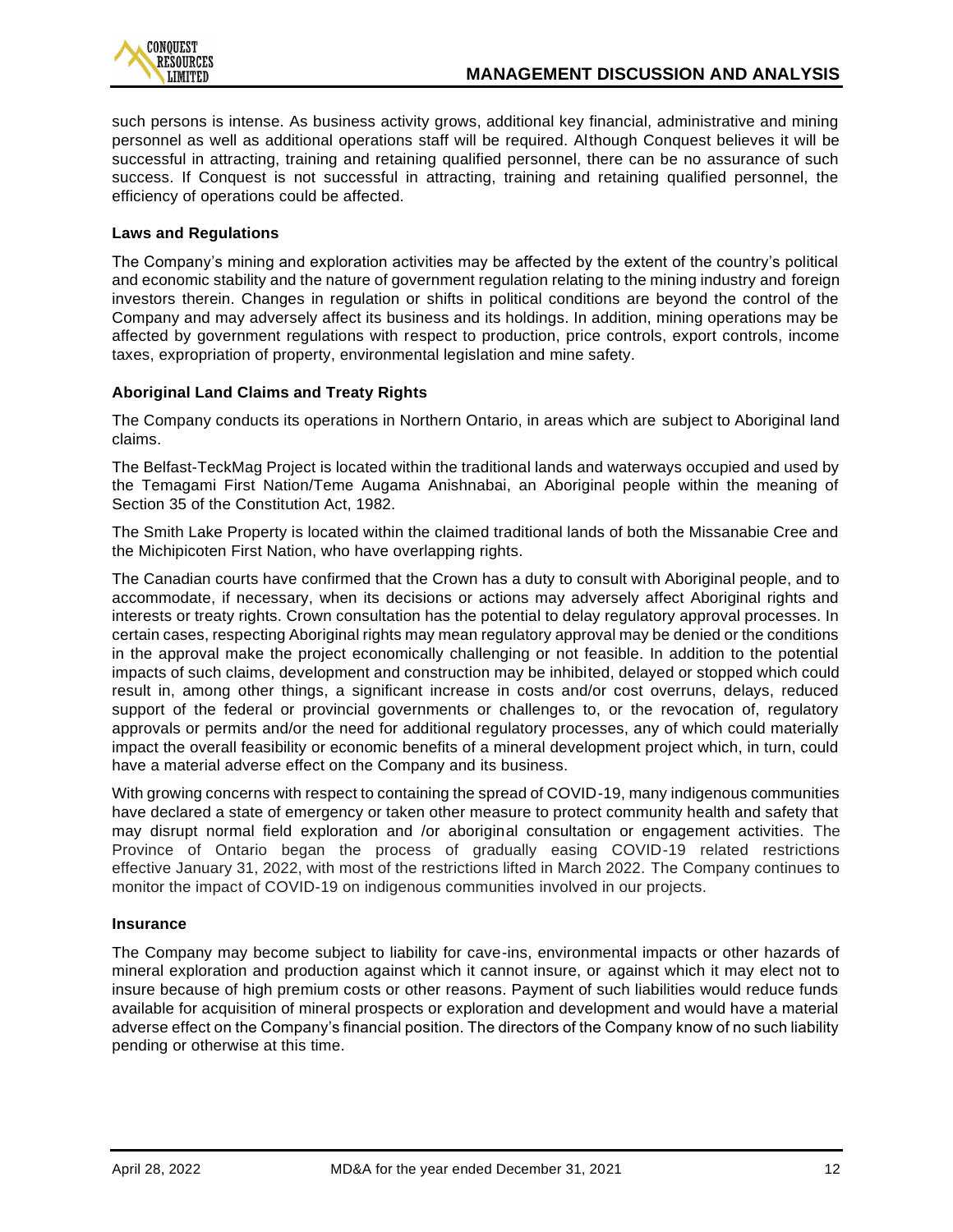such persons is intense. As business activity grows, additional key financial, administrative and mining personnel as well as additional operations staff will be required. Although Conquest believes it will be successful in attracting, training and retaining qualified personnel, there can be no assurance of such success. If Conquest is not successful in attracting, training and retaining qualified personnel, the efficiency of operations could be affected.

**Laws and Regulations**

The Company's mining and exploration activities may be affected by the extent of the country's political and economic stability and the nature of government regulation relating to the mining industry and foreign investors therein. Changes in regulation or shifts in political conditions are beyond the control of the Company and may adversely affect its business and its holdings. In addition, mining operations may be affected by government regulations with respect to production, price controls, export controls, income taxes, expropriation of property, environmental legislation and mine safety.

**Aboriginal Land Claims and Treaty Rights**

The Company conducts its operations in Northern Ontario, in areas which are subject to Aboriginal land claims.

The Belfast-TeckMag Project is located within the traditional lands and waterways occupied and used by the Temagami First Nation/Teme Augama Anishnabai, an Aboriginal people within the meaning of Section 35 of the Constitution Act, 1982.

The Smith Lake Property is located within the claimed traditional lands of both the Missanabie Cree and the Michipicoten First Nation, who have overlapping rights.

The Canadian courts have confirmed that the Crown has a duty to consult with Aboriginal people, and to accommodate, if necessary, when its decisions or actions may adversely affect Aboriginal rights and interests or treaty rights. Crown consultation has the potential to delay regulatory approval processes. In certain cases, respecting Aboriginal rights may mean regulatory approval may be denied or the conditions in the approval make the project economically challenging or not feasible. In addition to the potential impacts of such claims, development and construction may be inhibited, delayed or stopped which could result in, among other things, a significant increase in costs and/or cost overruns, delays, reduced support of the federal or provincial governments or challenges to, or the revocation of, regulatory approvals or permits and/or the need for additional regulatory processes, any of which could materially impact the overall feasibility or economic benefits of a mineral development project which, in turn, could have a material adverse effect on the Company and its business.

With growing concerns with respect to containing the spread of COVID-19, many indigenous communities have declared a state of emergency or taken other measure to protect community health and safety that may disrupt normal field exploration and /or aboriginal consultation or engagement activities. The Province of Ontario began the process of gradually easing COVID-19 related restrictions effective January 31, 2022, with most of the restrictions lifted in March 2022. The Company continues to monitor the impact of COVID-19 on indigenous communities involved in our projects.

**Insurance**

The Company may become subject to liability for cave-ins, environmental impacts or other hazards of mineral exploration and production against which it cannot insure, or against which it may elect not to insure because of high premium costs or other reasons. Payment of such liabilities would reduce funds available for acquisition of mineral prospects or exploration and development and would have a material adverse effect on the Company's financial position. The directors of the Company know of no such liability pending or otherwise at this time.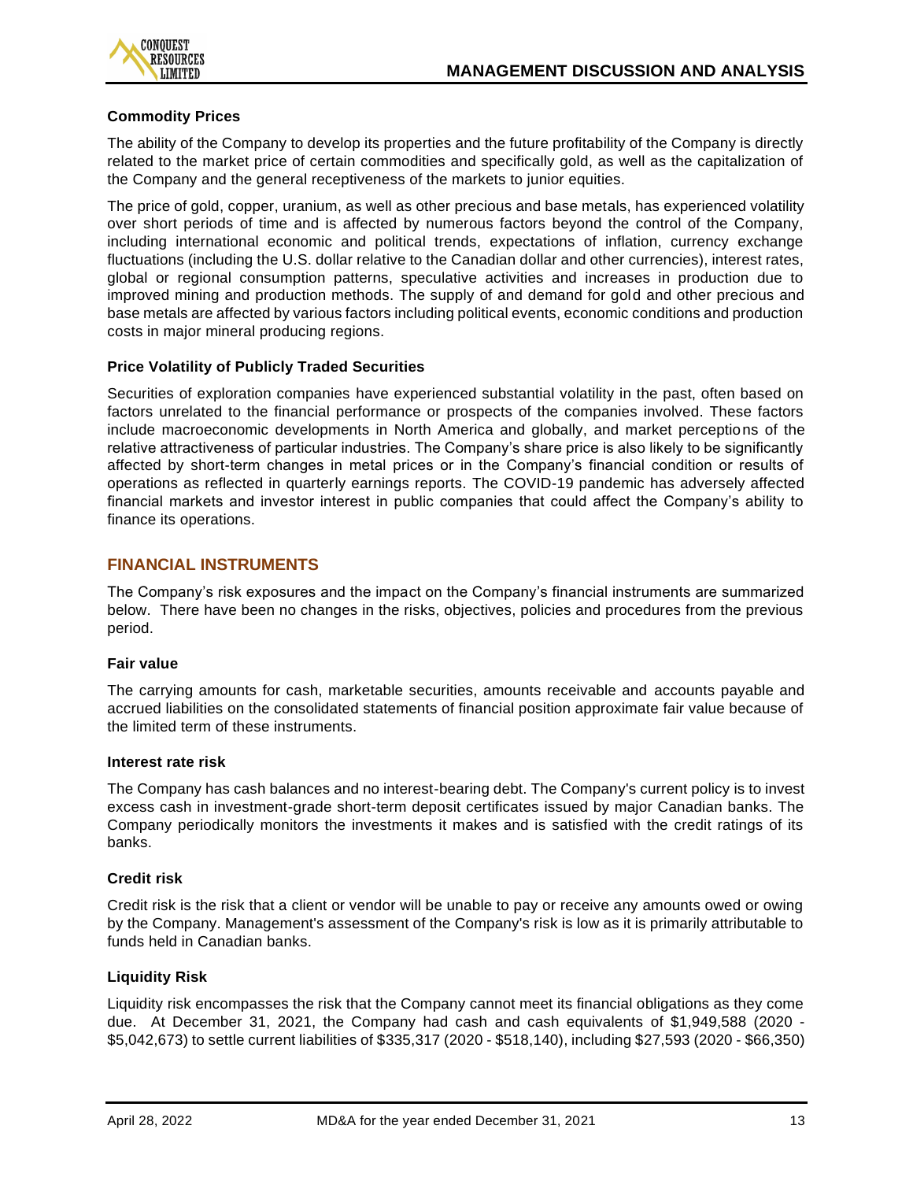### Commodity Prices

The ability of the Company to develop its properties and the future profitability of the Company is directly related to the market price of certain commodities and specifically gold, as well as the capitalization of the Company and the general receptiveness of the markets to junior equities.

The price of gold, copper, uranium, as well as other precious and base metals, has experienced volatility over short periods of time and is affected by numerous factors beyond the control of the Company, including international economic and political trends, expectations of inflation, currency exchange fluctuations (including the U.S. dollar relative to the Canadian dollar and other currencies), interest rates, global or regional consumption patterns, speculative activities and increases in production due to improved mining and production methods. The supply of and demand for gold and other precious and base metals are affected by various factors including political events, economic conditions and production costs in major mineral producing regions.

### Price Volatility of Publicly Traded Securities

Securities of exploration companies have experienced substantial volatility in the past, often based on factors unrelated to the financial performance or prospects of the companies involved. These factors include macroeconomic developments in North America and globally, and market perceptions of the relative attractiveness of particular industries. The Company's share price is also likely to be significantly affected by short-term changes in metal prices or in the Company's financial condition or results of operations as reflected in quarterly earnings reports. The COVID-19 pandemic has adversely affected financial markets and investor interest in public companies that could affect the Company's ability to finance its operations.

## FINANCIAL INSTRUMENTS

The Company's risk exposures and the impact on the Company's financial instruments are summarized below. There have been no changes in the risks, objectives, policies and procedures from the previous period.

### Fair value

The carrying amounts for cash, marketable securities, amounts receivable and accounts payable and accrued liabilities on the consolidated statements of financial position approximate fair value because of the limited term of these instruments.

### Interest rate risk

The Company has cash balances and no interest-bearing debt. The Company's current policy is to invest excess cash in investment-grade short-term deposit certificates issued by major Canadian banks. The Company periodically monitors the investments it makes and is satisfied with the credit ratings of its banks.

### Credit risk

Credit risk is the risk that a client or vendor will be unable to pay or receive any amounts owed or owing by the Company. Management's assessment of the Company's risk is low as it is primarily attributable to funds held in Canadian banks.

### Liquidity Risk

Liquidity risk encompasses the risk that the Company cannot meet its financial obligations as they come due. At December 31, 2021, the Company had cash and cash equivalents of $1,949,588 (2020 - $5,042,673) to settle current liabilities of $335,317 (2020 - $518,140), including $27,593 (2020 - $66,350)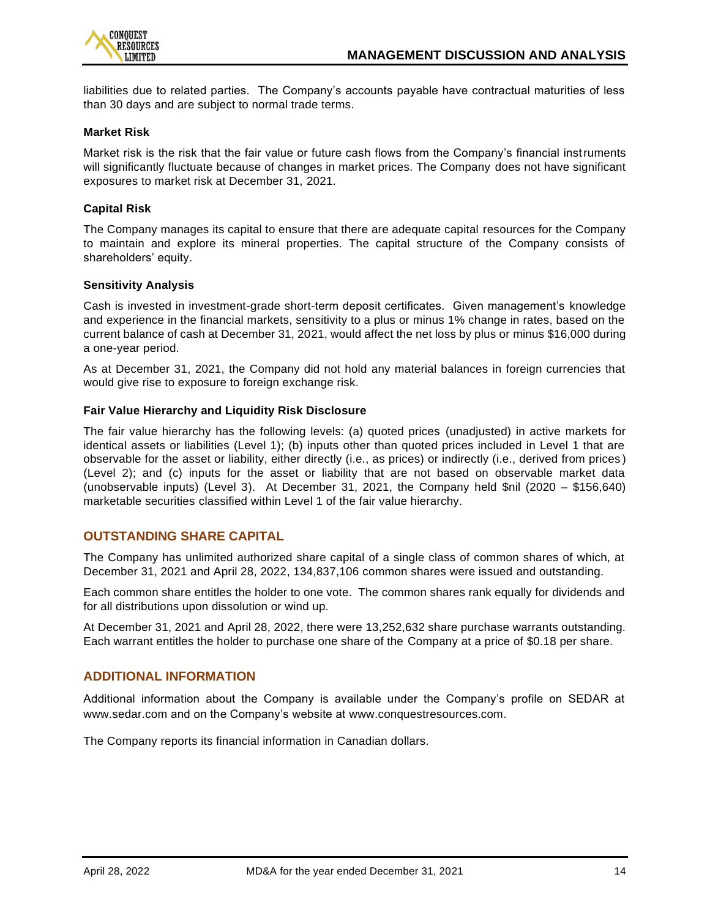liabilities due to related parties. The Company's accounts payable have contractual maturities of less than 30 days and are subject to normal trade terms.

### Market Risk

Market risk is the risk that the fair value or future cash flows from the Company's financial instruments will significantly fluctuate because of changes in market prices. The Company does not have significant exposures to market risk at December 31, 2021.

### Capital Risk

The Company manages its capital to ensure that there are adequate capital resources for the Company to maintain and explore its mineral properties. The capital structure of the Company consists of shareholders' equity.

### Sensitivity Analysis

Cash is invested in investment-grade short-term deposit certificates. Given management's knowledge and experience in the financial markets, sensitivity to a plus or minus 1% change in rates, based on the current balance of cash at December 31, 2021, would affect the net loss by plus or minus $16,000 during a one-year period.

As at December 31, 2021, the Company did not hold any material balances in foreign currencies that would give rise to exposure to foreign exchange risk.

### Fair Value Hierarchy and Liquidity Risk Disclosure

The fair value hierarchy has the following levels: (a) quoted prices (unadjusted) in active markets for identical assets or liabilities (Level 1); (b) inputs other than quoted prices included in Level 1 that are observable for the asset or liability, either directly (i.e., as prices) or indirectly (i.e., derived from prices) (Level 2); and (c) inputs for the asset or liability that are not based on observable market data (unobservable inputs) (Level 3). At December 31, 2021, the Company held $nil (2020 – $156,640) marketable securities classified within Level 1 of the fair value hierarchy.

## OUTSTANDING SHARE CAPITAL

The Company has unlimited authorized share capital of a single class of common shares of which, at December 31, 2021 and April 28, 2022, 134,837,106 common shares were issued and outstanding.

Each common share entitles the holder to one vote. The common shares rank equally for dividends and for all distributions upon dissolution or wind up.

At December 31, 2021 and April 28, 2022, there were 13,252,632 share purchase warrants outstanding. Each warrant entitles the holder to purchase one share of the Company at a price of $0.18 per share.

## ADDITIONAL INFORMATION

Additional information about the Company is available under the Company's profile on SEDAR at www.sedar.com and on the Company's website at www.conquestresources.com.

The Company reports its financial information in Canadian dollars.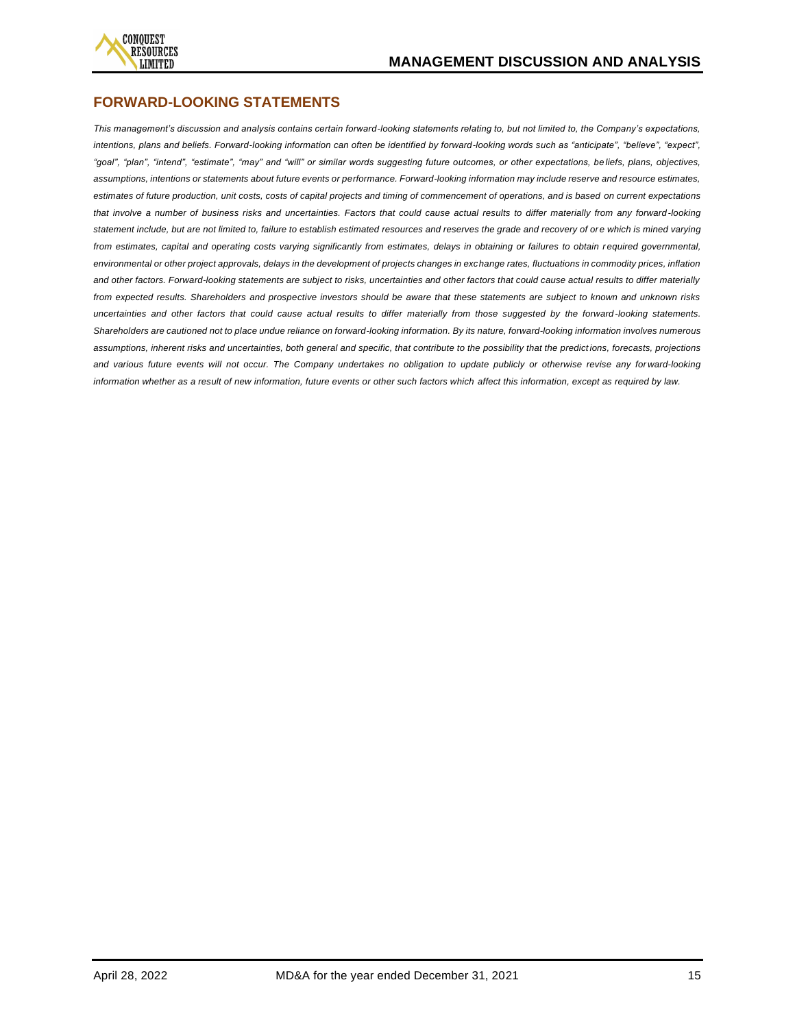## FORWARD-LOOKING STATEMENTS

*This management's discussion and analysis contains certain forward-looking statements relating to, but not limited to, the Company's expectations, intentions, plans and beliefs. Forward-looking information can often be identified by forward-looking words such as "anticipate", "believe", "expect", "goal", "plan", "intend", "estimate", "may" and "will" or similar words suggesting future outcomes, or other expectations, beliefs, plans, objectives, assumptions, intentions or statements about future events or performance. Forward-looking information may include reserve and resource estimates, estimates of future production, unit costs, costs of capital projects and timing of commencement of operations, and is based on current expectations that involve a number of business risks and uncertainties. Factors that could cause actual results to differ materially from any forward-looking statement include, but are not limited to, failure to establish estimated resources and reserves the grade and recovery of ore which is mined varying from estimates, capital and operating costs varying significantly from estimates, delays in obtaining or failures to obtain required governmental, environmental or other project approvals, delays in the development of projects changes in exchange rates, fluctuations in commodity prices, inflation and other factors. Forward-looking statements are subject to risks, uncertainties and other factors that could cause actual results to differ materially from expected results. Shareholders and prospective investors should be aware that these statements are subject to known and unknown risks uncertainties and other factors that could cause actual results to differ materially from those suggested by the forward-looking statements. Shareholders are cautioned not to place undue reliance on forward-looking information. By its nature, forward-looking information involves numerous assumptions, inherent risks and uncertainties, both general and specific, that contribute to the possibility that the predictions, forecasts, projections and various future events will not occur. The Company undertakes no obligation to update publicly or otherwise revise any forward-looking information whether as a result of new information, future events or other such factors which affect this information, except as required by law.*